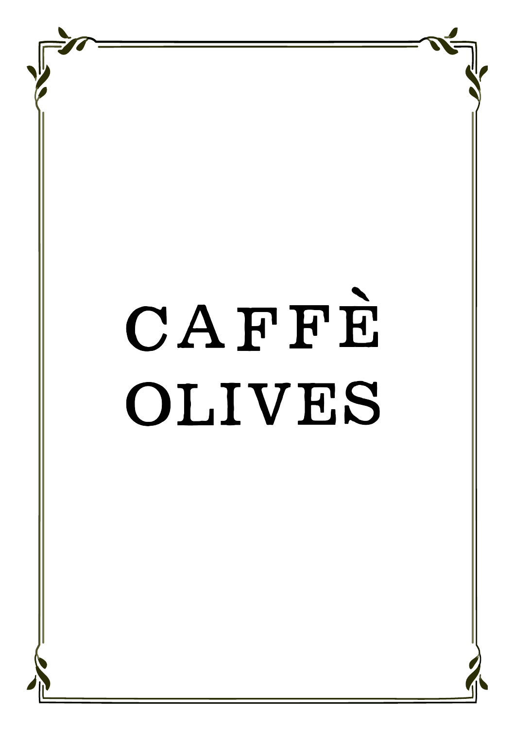# CAFFÈ OLIVES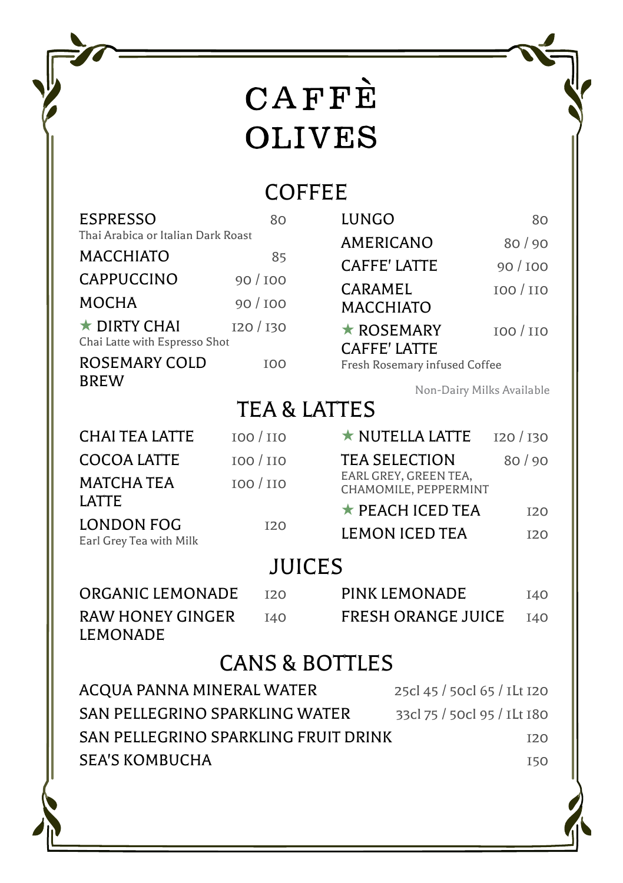# CAFFÈ OLIVES

## COFFEE

| Item | Price |
|---|---|
| ESPRESSO<br>Thai Arabica or Italian Dark Roast | 80 |
| MACCHIATO | 85 |
| CAPPUCCINO | 90 / 100 |
| MOCHA | 90 / 100 |
| ★ DIRTY CHAI<br>Chai Latte with Espresso Shot | 120 / 130 |
| ROSEMARY COLD BREW | 100 |
| LUNGO | 80 |
| AMERICANO | 80 / 90 |
| CAFFE' LATTE | 90 / 100 |
| CARAMEL MACCHIATO | 100 / 110 |
| ★ ROSEMARY CAFFE' LATTE<br>Fresh Rosemary infused Coffee | 100 / 110 |

Non-Dairy Milks Available

## TEA & LATTES

| Item | Price |
|---|---|
| CHAI TEA LATTE | 100 / 110 |
| COCOA LATTE | 100 / 110 |
| MATCHA TEA LATTE | 100 / 110 |
| LONDON FOG<br>Earl Grey Tea with Milk | 120 |
| ★ NUTELLA LATTE | 120 / 130 |
| TEA SELECTION<br>EARL GREY, GREEN TEA, CHAMOMILE, PEPPERMINT | 80 / 90 |
| ★ PEACH ICED TEA | 120 |
| LEMON ICED TEA | 120 |

## JUICES

| Item | Price |
|---|---|
| ORGANIC LEMONADE | 120 |
| RAW HONEY GINGER LEMONADE | 140 |
| PINK LEMONADE | 140 |
| FRESH ORANGE JUICE | 140 |

## CANS & BOTTLES

| Item | Price |
|---|---|
| ACQUA PANNA MINERAL WATER | 25cl 45 / 50cl 65 / 1Lt 120 |
| SAN PELLEGRINO SPARKLING WATER | 33cl 75 / 50cl 95 / 1Lt 180 |
| SAN PELLEGRINO SPARKLING FRUIT DRINK | 120 |
| SEA'S KOMBUCHA | 150 |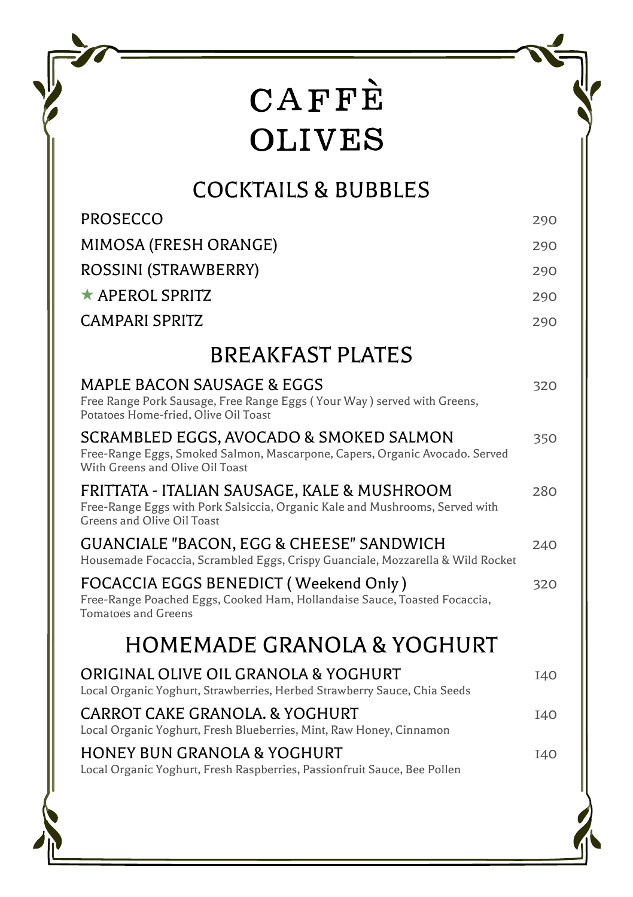# CAFFÈ OLIVES

## COCKTAILS & BUBBLES

PROSECCO 290

MIMOSA (FRESH ORANGE) 290

ROSSINI (STRAWBERRY) 290

★ APEROL SPRITZ 290

CAMPARI SPRITZ 290

## BREAKFAST PLATES

**MAPLE BACON SAUSAGE & EGGS** 320
Free Range Pork Sausage, Free Range Eggs ( Your Way ) served with Greens, Potatoes Home-fried, Olive Oil Toast

**SCRAMBLED EGGS, AVOCADO & SMOKED SALMON** 350
Free-Range Eggs, Smoked Salmon, Mascarpone, Capers, Organic Avocado. Served With Greens and Olive Oil Toast

**FRITTATA - ITALIAN SAUSAGE, KALE & MUSHROOM** 280
Free-Range Eggs with Pork Salsiccia, Organic Kale and Mushrooms, Served with Greens and Olive Oil Toast

**GUANCIALE "BACON, EGG & CHEESE" SANDWICH** 240
Housemade Focaccia, Scrambled Eggs, Crispy Guanciale, Mozzarella & Wild Rocket

**FOCACCIA EGGS BENEDICT ( Weekend Only )** 320
Free-Range Poached Eggs, Cooked Ham, Hollandaise Sauce, Toasted Focaccia, Tomatoes and Greens

## HOMEMADE GRANOLA & YOGHURT

**ORIGINAL OLIVE OIL GRANOLA & YOGHURT** 140
Local Organic Yoghurt, Strawberries, Herbed Strawberry Sauce, Chia Seeds

**CARROT CAKE GRANOLA. & YOGHURT** 140
Local Organic Yoghurt, Fresh Blueberries, Mint, Raw Honey, Cinnamon

**HONEY BUN GRANOLA & YOGHURT** 140
Local Organic Yoghurt, Fresh Raspberries, Passionfruit Sauce, Bee Pollen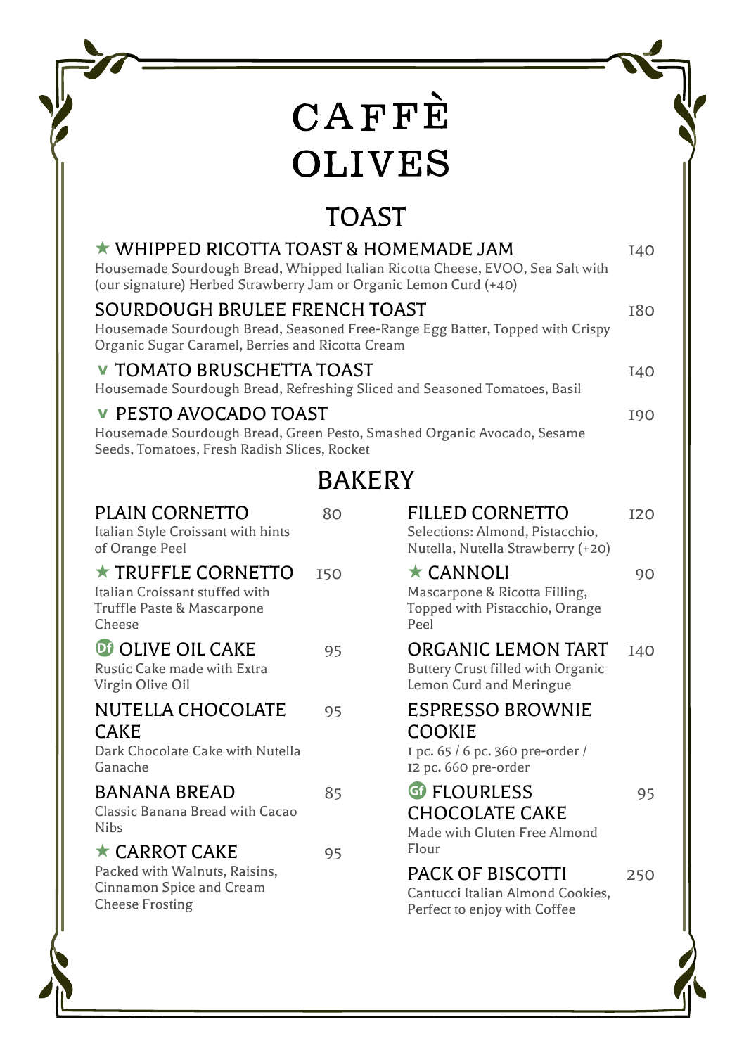# CAFFÈ OLIVES

## TOAST

**★ WHIPPED RICOTTA TOAST & HOMEMADE JAM** — 140
Housemade Sourdough Bread, Whipped Italian Ricotta Cheese, EVOO, Sea Salt with (our signature) Herbed Strawberry Jam or Organic Lemon Curd (+40)

**SOURDOUGH BRULEE FRENCH TOAST** — 180
Housemade Sourdough Bread, Seasoned Free-Range Egg Batter, Topped with Crispy Organic Sugar Caramel, Berries and Ricotta Cream

**V TOMATO BRUSCHETTA TOAST** — 140
Housemade Sourdough Bread, Refreshing Sliced and Seasoned Tomatoes, Basil

**V PESTO AVOCADO TOAST** — 190
Housemade Sourdough Bread, Green Pesto, Smashed Organic Avocado, Sesame Seeds, Tomatoes, Fresh Radish Slices, Rocket

## BAKERY

**PLAIN CORNETTO** — 80
Italian Style Croissant with hints of Orange Peel

**★ TRUFFLE CORNETTO** — 150
Italian Croissant stuffed with Truffle Paste & Mascarpone Cheese

**Df OLIVE OIL CAKE** — 95
Rustic Cake made with Extra Virgin Olive Oil

**NUTELLA CHOCOLATE CAKE** — 95
Dark Chocolate Cake with Nutella Ganache

**BANANA BREAD** — 85
Classic Banana Bread with Cacao Nibs

**★ CARROT CAKE** — 95
Packed with Walnuts, Raisins, Cinnamon Spice and Cream Cheese Frosting

**FILLED CORNETTO** — 120
Selections: Almond, Pistacchio, Nutella, Nutella Strawberry (+20)

**★ CANNOLI** — 90
Mascarpone & Ricotta Filling, Topped with Pistacchio, Orange Peel

**ORGANIC LEMON TART** — 140
Buttery Crust filled with Organic Lemon Curd and Meringue

**ESPRESSO BROWNIE COOKIE**
1 pc. 65 / 6 pc. 360 pre-order / 12 pc. 660 pre-order

**Gf FLOURLESS CHOCOLATE CAKE** — 95
Made with Gluten Free Almond Flour

**PACK OF BISCOTTI** — 250
Cantucci Italian Almond Cookies, Perfect to enjoy with Coffee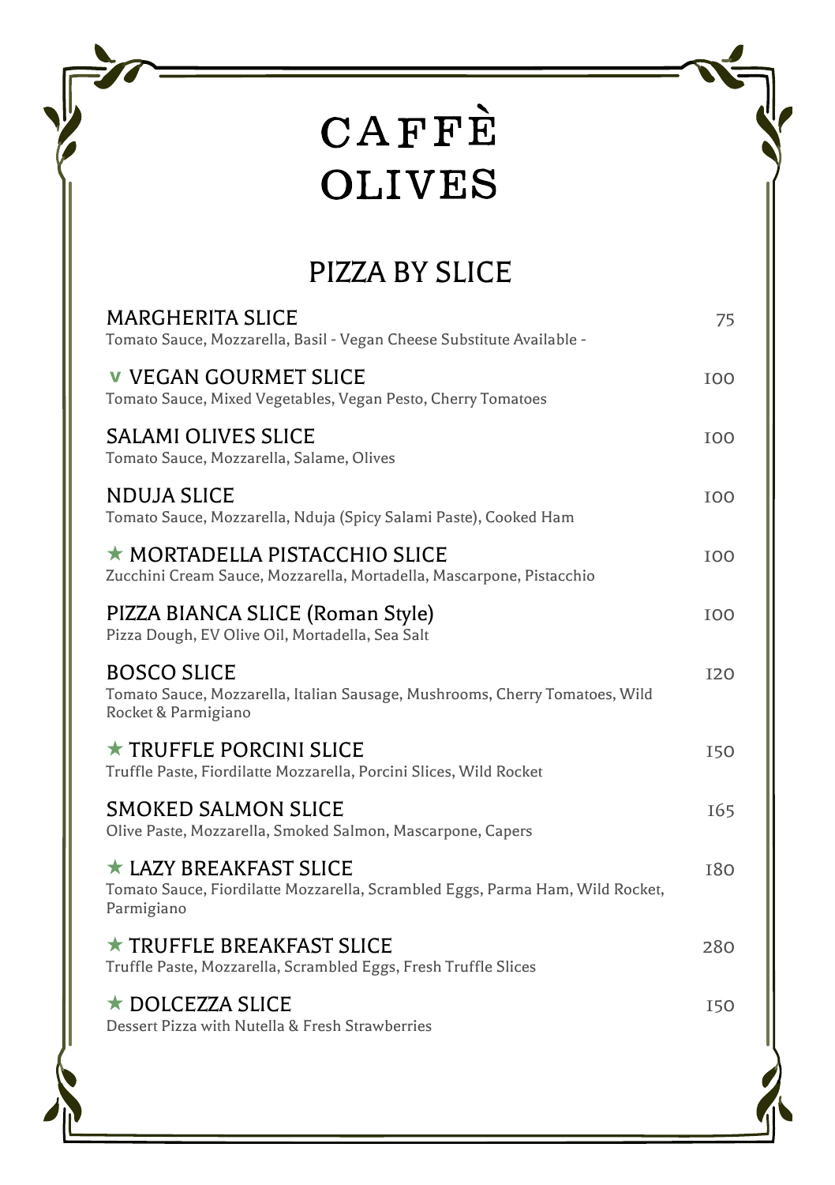# CAFFÈ OLIVES

## PIZZA BY SLICE

**MARGHERITA SLICE** — 75
Tomato Sauce, Mozzarella, Basil - Vegan Cheese Substitute Available -

**V VEGAN GOURMET SLICE** — 100
Tomato Sauce, Mixed Vegetables, Vegan Pesto, Cherry Tomatoes

**SALAMI OLIVES SLICE** — 100
Tomato Sauce, Mozzarella, Salame, Olives

**NDUJA SLICE** — 100
Tomato Sauce, Mozzarella, Nduja (Spicy Salami Paste), Cooked Ham

**★ MORTADELLA PISTACCHIO SLICE** — 100
Zucchini Cream Sauce, Mozzarella, Mortadella, Mascarpone, Pistacchio

**PIZZA BIANCA SLICE (Roman Style)** — 100
Pizza Dough, EV Olive Oil, Mortadella, Sea Salt

**BOSCO SLICE** — 120
Tomato Sauce, Mozzarella, Italian Sausage, Mushrooms, Cherry Tomatoes, Wild Rocket & Parmigiano

**★ TRUFFLE PORCINI SLICE** — 150
Truffle Paste, Fiordilatte Mozzarella, Porcini Slices, Wild Rocket

**SMOKED SALMON SLICE** — 165
Olive Paste, Mozzarella, Smoked Salmon, Mascarpone, Capers

**★ LAZY BREAKFAST SLICE** — 180
Tomato Sauce, Fiordilatte Mozzarella, Scrambled Eggs, Parma Ham, Wild Rocket, Parmigiano

**★ TRUFFLE BREAKFAST SLICE** — 280
Truffle Paste, Mozzarella, Scrambled Eggs, Fresh Truffle Slices

**★ DOLCEZZA SLICE** — 150
Dessert Pizza with Nutella & Fresh Strawberries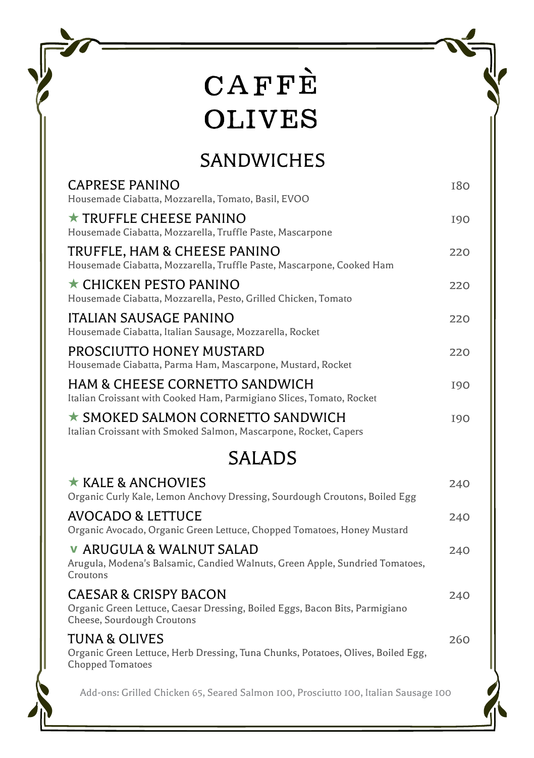# CAFFÈ OLIVES

## SANDWICHES

**CAPRESE PANINO** — 180
Housemade Ciabatta, Mozzarella, Tomato, Basil, EVOO

**★ TRUFFLE CHEESE PANINO** — 190
Housemade Ciabatta, Mozzarella, Truffle Paste, Mascarpone

**TRUFFLE, HAM & CHEESE PANINO** — 220
Housemade Ciabatta, Mozzarella, Truffle Paste, Mascarpone, Cooked Ham

**★ CHICKEN PESTO PANINO** — 220
Housemade Ciabatta, Mozzarella, Pesto, Grilled Chicken, Tomato

**ITALIAN SAUSAGE PANINO** — 220
Housemade Ciabatta, Italian Sausage, Mozzarella, Rocket

**PROSCIUTTO HONEY MUSTARD** — 220
Housemade Ciabatta, Parma Ham, Mascarpone, Mustard, Rocket

**HAM & CHEESE CORNETTO SANDWICH** — 190
Italian Croissant with Cooked Ham, Parmigiano Slices, Tomato, Rocket

**★ SMOKED SALMON CORNETTO SANDWICH** — 190
Italian Croissant with Smoked Salmon, Mascarpone, Rocket, Capers

## SALADS

**★ KALE & ANCHOVIES** — 240
Organic Curly Kale, Lemon Anchovy Dressing, Sourdough Croutons, Boiled Egg

**AVOCADO & LETTUCE** — 240
Organic Avocado, Organic Green Lettuce, Chopped Tomatoes, Honey Mustard

**V ARUGULA & WALNUT SALAD** — 240
Arugula, Modena's Balsamic, Candied Walnuts, Green Apple, Sundried Tomatoes, Croutons

**CAESAR & CRISPY BACON** — 240
Organic Green Lettuce, Caesar Dressing, Boiled Eggs, Bacon Bits, Parmigiano Cheese, Sourdough Croutons

**TUNA & OLIVES** — 260
Organic Green Lettuce, Herb Dressing, Tuna Chunks, Potatoes, Olives, Boiled Egg, Chopped Tomatoes

Add-ons: Grilled Chicken 65, Seared Salmon 100, Prosciutto 100, Italian Sausage 100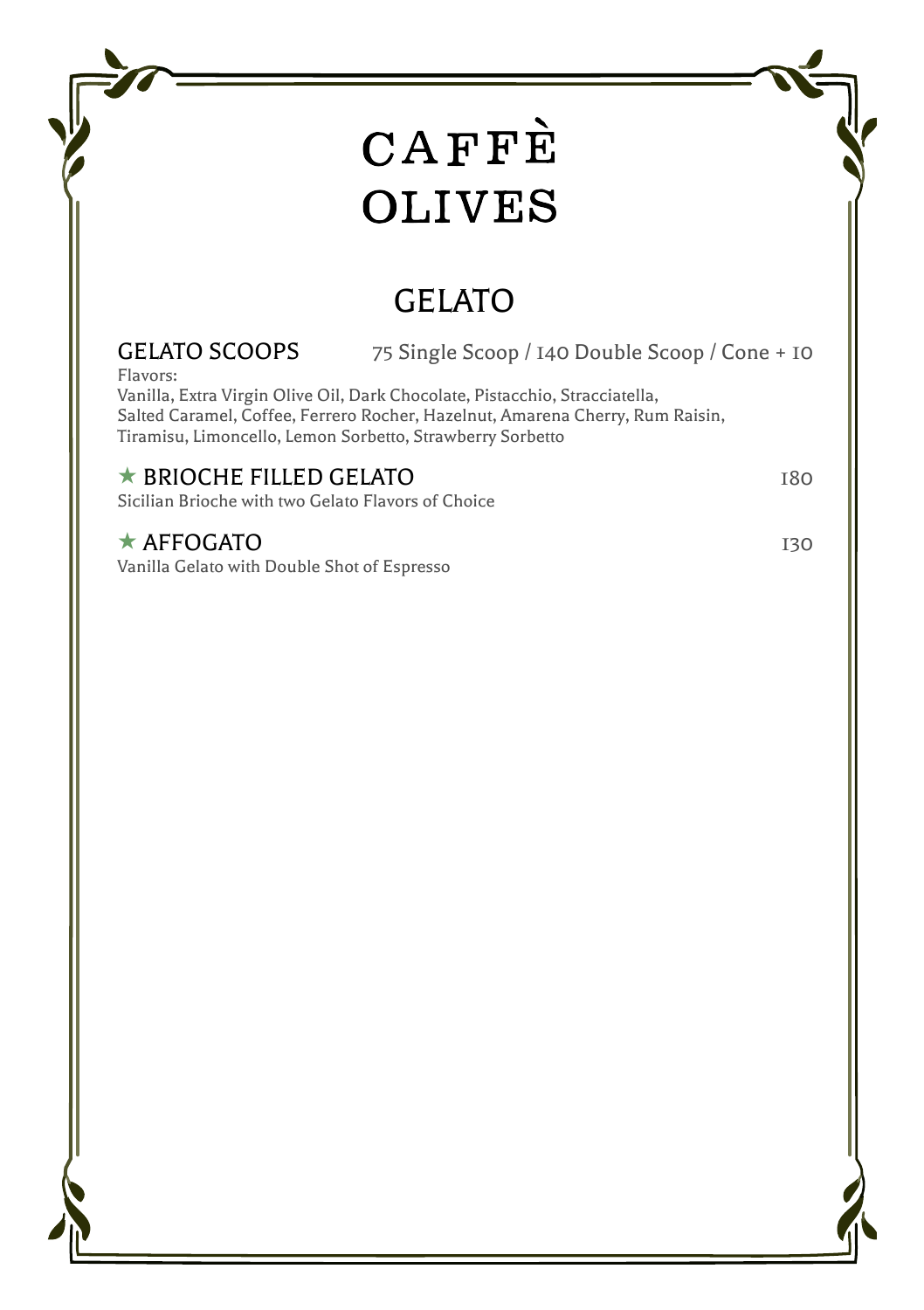# CAFFÈ OLIVES

## GELATO

**GELATO SCOOPS** — 75 Single Scoop / 140 Double Scoop / Cone + 10

Flavors:
Vanilla, Extra Virgin Olive Oil, Dark Chocolate, Pistacchio, Stracciatella,
Salted Caramel, Coffee, Ferrero Rocher, Hazelnut, Amarena Cherry, Rum Raisin,
Tiramisu, Limoncello, Lemon Sorbetto, Strawberry Sorbetto

**★ BRIOCHE FILLED GELATO** — 180

Sicilian Brioche with two Gelato Flavors of Choice

**★ AFFOGATO** — 130

Vanilla Gelato with Double Shot of Espresso